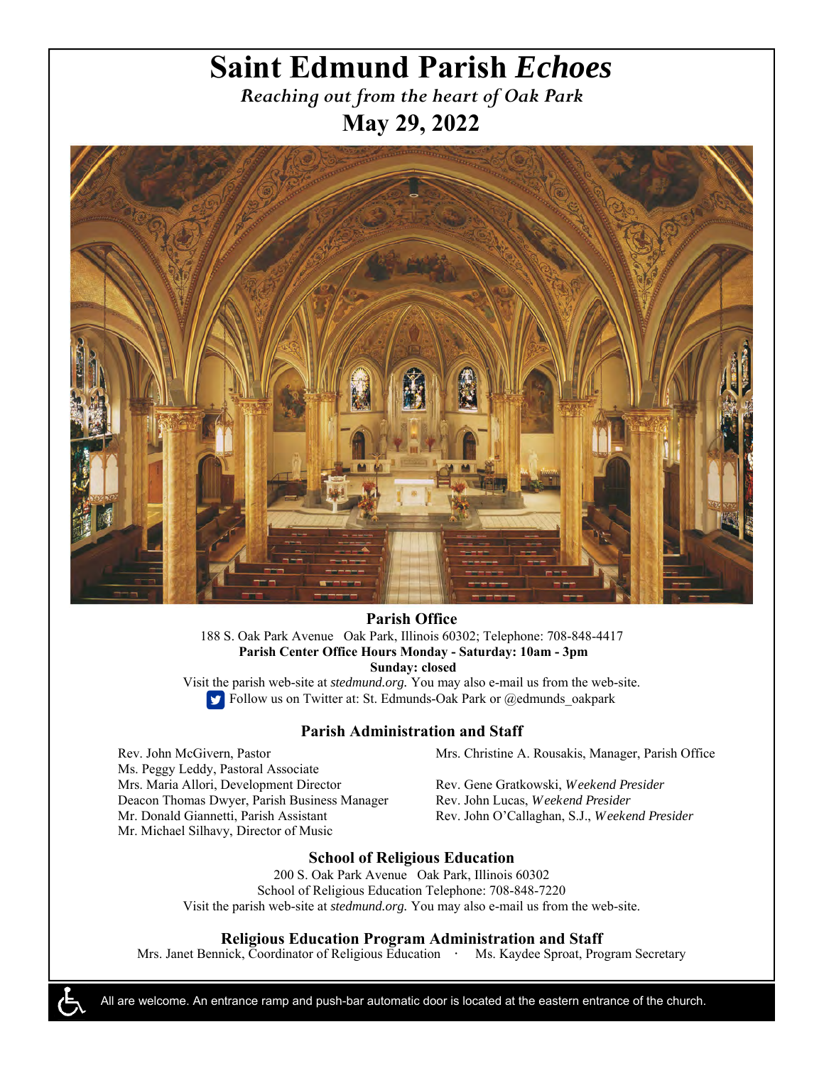# Saint Edmund Parish *Echoes*

*Reaching out from the heart of Oak Park*

**May 29, 2022**

## Parish Office

188 S. Oak Park Avenue Oak Park, Illinois 60302; Telephone: 708-848-4417

**Parish Center Office Hours Monday - Saturday: 10am - 3pm**

**Sunday: closed**

Visit the parish web-site at *stedmund.org.* You may also e-mail us from the web-site.

Follow us on Twitter at: St. Edmunds-Oak Park or @edmunds_oakpark

## Parish Administration and Staff

Rev. John McGivern, Pastor
Ms. Peggy Leddy, Pastoral Associate
Mrs. Maria Allori, Development Director
Deacon Thomas Dwyer, Parish Business Manager
Mr. Donald Giannetti, Parish Assistant
Mr. Michael Silhavy, Director of Music

Mrs. Christine A. Rousakis, Manager, Parish Office

Rev. Gene Gratkowski, *Weekend Presider*
Rev. John Lucas, *Weekend Presider*
Rev. John O'Callaghan, S.J., *Weekend Presider*

## School of Religious Education

200 S. Oak Park Avenue Oak Park, Illinois 60302

School of Religious Education Telephone: 708-848-7220

Visit the parish web-site at *stedmund.org.* You may also e-mail us from the web-site.

## Religious Education Program Administration and Staff

Mrs. Janet Bennick, Coordinator of Religious Education · Ms. Kaydee Sproat, Program Secretary

All are welcome. An entrance ramp and push-bar automatic door is located at the eastern entrance of the church.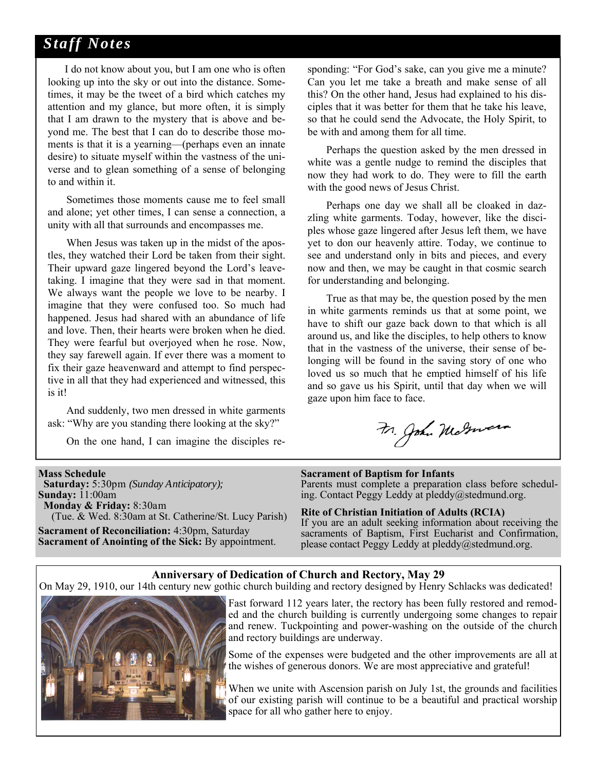## *Staff Notes*

I do not know about you, but I am one who is often looking up into the sky or out into the distance. Sometimes, it may be the tweet of a bird which catches my attention and my glance, but more often, it is simply that I am drawn to the mystery that is above and beyond me. The best that I can do to describe those moments is that it is a yearning—(perhaps even an innate desire) to situate myself within the vastness of the universe and to glean something of a sense of belonging to and within it.

Sometimes those moments cause me to feel small and alone; yet other times, I can sense a connection, a unity with all that surrounds and encompasses me.

When Jesus was taken up in the midst of the apostles, they watched their Lord be taken from their sight. Their upward gaze lingered beyond the Lord's leave-taking. I imagine that they were sad in that moment. We always want the people we love to be nearby. I imagine that they were confused too. So much had happened. Jesus had shared with an abundance of life and love. Then, their hearts were broken when he died. They were fearful but overjoyed when he rose. Now, they say farewell again. If ever there was a moment to fix their gaze heavenward and attempt to find perspective in all that they had experienced and witnessed, this is it!

And suddenly, two men dressed in white garments ask: "Why are you standing there looking at the sky?"

On the one hand, I can imagine the disciples responding: "For God's sake, can you give me a minute? Can you let me take a breath and make sense of all this? On the other hand, Jesus had explained to his disciples that it was better for them that he take his leave, so that he could send the Advocate, the Holy Spirit, to be with and among them for all time.

Perhaps the question asked by the men dressed in white was a gentle nudge to remind the disciples that now they had work to do. They were to fill the earth with the good news of Jesus Christ.

Perhaps one day we shall all be cloaked in dazzling white garments. Today, however, like the disciples whose gaze lingered after Jesus left them, we have yet to don our heavenly attire. Today, we continue to see and understand only in bits and pieces, and every now and then, we may be caught in that cosmic search for understanding and belonging.

True as that may be, the question posed by the men in white garments reminds us that at some point, we have to shift our gaze back down to that which is all around us, and like the disciples, to help others to know that in the vastness of the universe, their sense of belonging will be found in the saving story of one who loved us so much that he emptied himself of his life and so gave us his Spirit, until that day when we will gaze upon him face to face.

Fr. John McGivern

**Mass Schedule**
**Saturday:** 5:30pm *(Sunday Anticipatory);*
**Sunday:** 11:00am
**Monday & Friday:** 8:30am
(Tue. & Wed. 8:30am at St. Catherine/St. Lucy Parish)

**Sacrament of Reconciliation:** 4:30pm, Saturday
**Sacrament of Anointing of the Sick:** By appointment.

**Sacrament of Baptism for Infants**
Parents must complete a preparation class before scheduling. Contact Peggy Leddy at pleddy@stedmund.org.

**Rite of Christian Initiation of Adults (RCIA)**
If you are an adult seeking information about receiving the sacraments of Baptism, First Eucharist and Confirmation, please contact Peggy Leddy at pleddy@stedmund.org.

### Anniversary of Dedication of Church and Rectory, May 29

On May 29, 1910, our 14th century new gothic church building and rectory designed by Henry Schlacks was dedicated!

Fast forward 112 years later, the rectory has been fully restored and remodeled and the church building is currently undergoing some changes to repair and renew. Tuckpointing and power-washing on the outside of the church and rectory buildings are underway.

Some of the expenses were budgeted and the other improvements are all at the wishes of generous donors. We are most appreciative and grateful!

When we unite with Ascension parish on July 1st, the grounds and facilities of our existing parish will continue to be a beautiful and practical worship space for all who gather here to enjoy.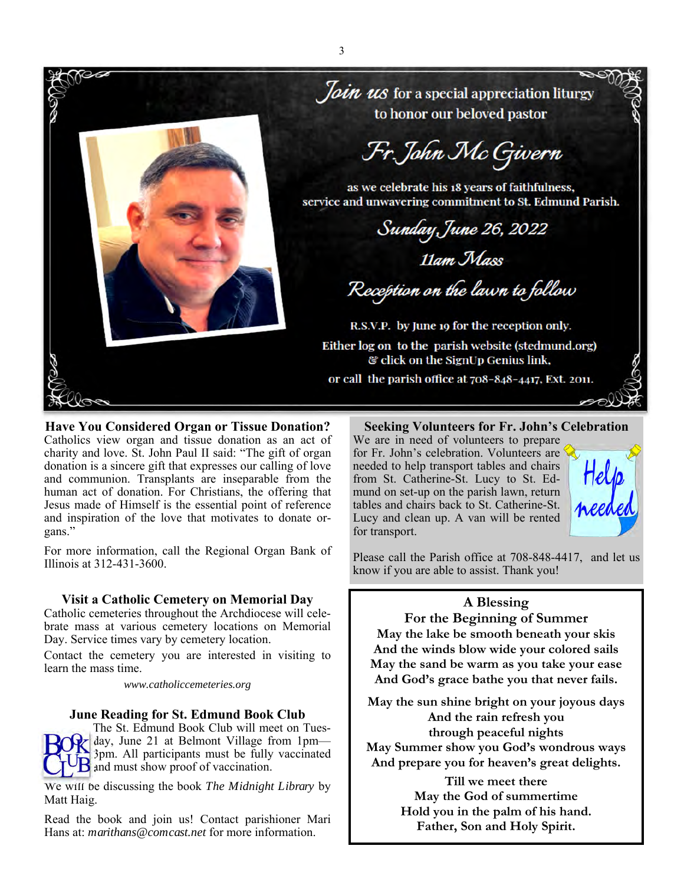*Join us* for a special appreciation liturgy to honor our beloved pastor

*Fr. John Mc Givern*

as we celebrate his 18 years of faithfulness, service and unwavering commitment to St. Edmund Parish.

*Sunday, June 26, 2022*

*11am Mass*

*Reception on the lawn to follow*

R.S.V.P. by June 19 for the reception only.

Either log on to the parish website (stedmund.org) & click on the SignUp Genius link,

or call the parish office at 708-848-4417, Ext. 2011.

### Have You Considered Organ or Tissue Donation?

Catholics view organ and tissue donation as an act of charity and love. St. John Paul II said: "The gift of organ donation is a sincere gift that expresses our calling of love and communion. Transplants are inseparable from the human act of donation. For Christians, the offering that Jesus made of Himself is the essential point of reference and inspiration of the love that motivates to donate organs."

For more information, call the Regional Organ Bank of Illinois at 312-431-3600.

### Visit a Catholic Cemetery on Memorial Day

Catholic cemeteries throughout the Archdiocese will celebrate mass at various cemetery locations on Memorial Day. Service times vary by cemetery location.

Contact the cemetery you are interested in visiting to learn the mass time.

*www.catholiccemeteries.org*

### June Reading for St. Edmund Book Club

The St. Edmund Book Club will meet on Tuesday, June 21 at Belmont Village from 1pm—3pm. All participants must be fully vaccinated and must show proof of vaccination.

We will be discussing the book *The Midnight Library* by Matt Haig.

Read the book and join us! Contact parishioner Mari Hans at: *marithans@comcast.net* for more information.

### Seeking Volunteers for Fr. John's Celebration

We are in need of volunteers to prepare for Fr. John's celebration. Volunteers are needed to help transport tables and chairs from St. Catherine-St. Lucy to St. Edmund on set-up on the parish lawn, return tables and chairs back to St. Catherine-St. Lucy and clean up. A van will be rented for transport.

Please call the Parish office at 708-848-4417, and let us know if you are able to assist. Thank you!

**A Blessing**
**For the Beginning of Summer**

**May the lake be smooth beneath your skis**
**And the winds blow wide your colored sails**
**May the sand be warm as you take your ease**
**And God's grace bathe you that never fails.**

**May the sun shine bright on your joyous days**
**And the rain refresh you**
**through peaceful nights**
**May Summer show you God's wondrous ways**
**And prepare you for heaven's great delights.**

**Till we meet there**
**May the God of summertime**
**Hold you in the palm of his hand.**
**Father, Son and Holy Spirit.**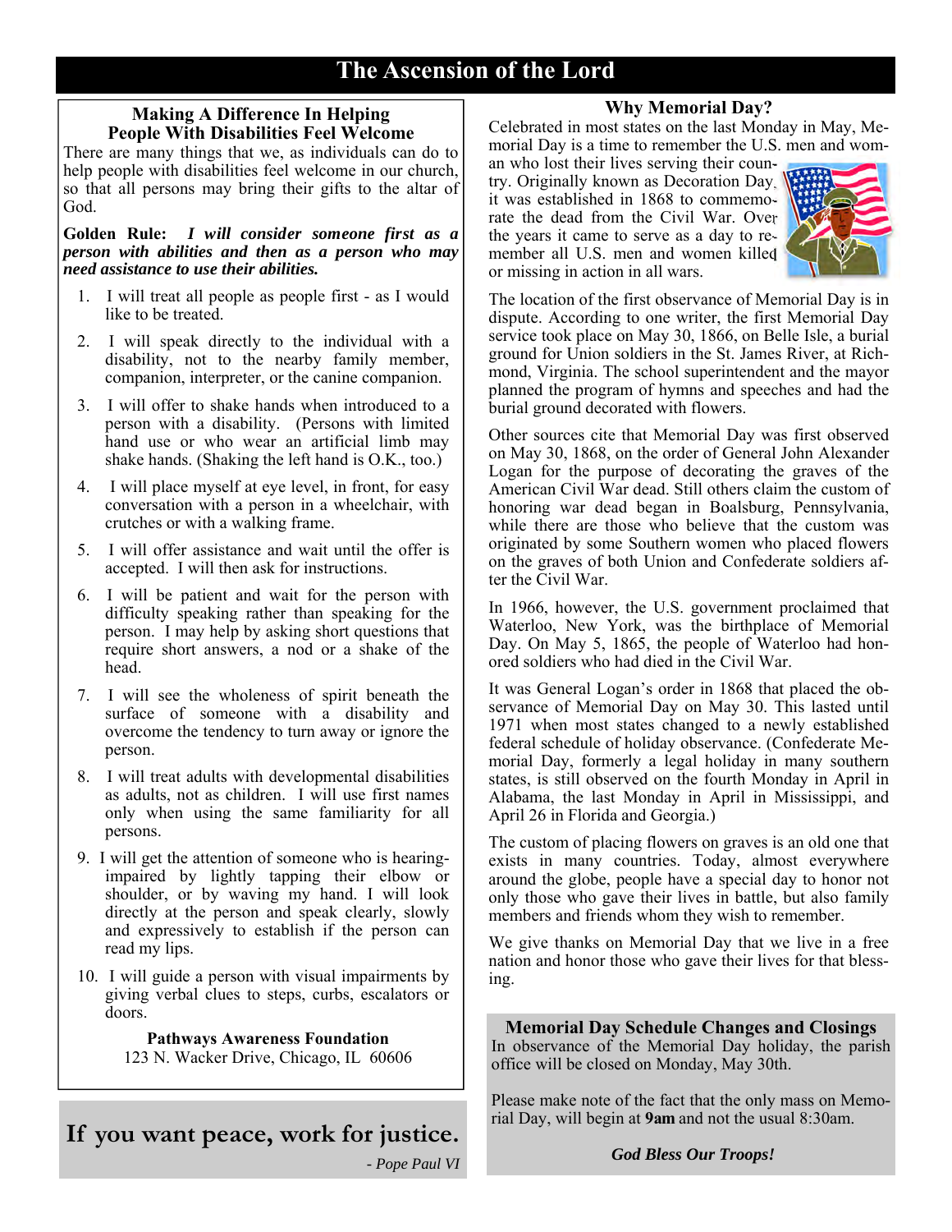# The Ascension of the Lord

## Making A Difference In Helping People With Disabilities Feel Welcome

There are many things that we, as individuals can do to help people with disabilities feel welcome in our church, so that all persons may bring their gifts to the altar of God.

**Golden Rule:** ***I will consider someone first as a person with abilities and then as a person who may need assistance to use their abilities.***

1. I will treat all people as people first - as I would like to be treated.
2. I will speak directly to the individual with a disability, not to the nearby family member, companion, interpreter, or the canine companion.
3. I will offer to shake hands when introduced to a person with a disability. (Persons with limited hand use or who wear an artificial limb may shake hands. (Shaking the left hand is O.K., too.)
4. I will place myself at eye level, in front, for easy conversation with a person in a wheelchair, with crutches or with a walking frame.
5. I will offer assistance and wait until the offer is accepted. I will then ask for instructions.
6. I will be patient and wait for the person with difficulty speaking rather than speaking for the person. I may help by asking short questions that require short answers, a nod or a shake of the head.
7. I will see the wholeness of spirit beneath the surface of someone with a disability and overcome the tendency to turn away or ignore the person.
8. I will treat adults with developmental disabilities as adults, not as children. I will use first names only when using the same familiarity for all persons.
9. I will get the attention of someone who is hearing-impaired by lightly tapping their elbow or shoulder, or by waving my hand. I will look directly at the person and speak clearly, slowly and expressively to establish if the person can read my lips.
10. I will guide a person with visual impairments by giving verbal clues to steps, curbs, escalators or doors.

**Pathways Awareness Foundation**
123 N. Wacker Drive, Chicago, IL 60606

**If you want peace, work for justice.**

*- Pope Paul VI*

## Why Memorial Day?

Celebrated in most states on the last Monday in May, Memorial Day is a time to remember the U.S. men and women who lost their lives serving their country. Originally known as Decoration Day, it was established in 1868 to commemorate the dead from the Civil War. Over the years it came to serve as a day to remember all U.S. men and women killed or missing in action in all wars.

The location of the first observance of Memorial Day is in dispute. According to one writer, the first Memorial Day service took place on May 30, 1866, on Belle Isle, a burial ground for Union soldiers in the St. James River, at Richmond, Virginia. The school superintendent and the mayor planned the program of hymns and speeches and had the burial ground decorated with flowers.

Other sources cite that Memorial Day was first observed on May 30, 1868, on the order of General John Alexander Logan for the purpose of decorating the graves of the American Civil War dead. Still others claim the custom of honoring war dead began in Boalsburg, Pennsylvania, while there are those who believe that the custom was originated by some Southern women who placed flowers on the graves of both Union and Confederate soldiers after the Civil War.

In 1966, however, the U.S. government proclaimed that Waterloo, New York, was the birthplace of Memorial Day. On May 5, 1865, the people of Waterloo had honored soldiers who had died in the Civil War.

It was General Logan's order in 1868 that placed the observance of Memorial Day on May 30. This lasted until 1971 when most states changed to a newly established federal schedule of holiday observance. (Confederate Memorial Day, formerly a legal holiday in many southern states, is still observed on the fourth Monday in April in Alabama, the last Monday in April in Mississippi, and April 26 in Florida and Georgia.)

The custom of placing flowers on graves is an old one that exists in many countries. Today, almost everywhere around the globe, people have a special day to honor not only those who gave their lives in battle, but also family members and friends whom they wish to remember.

We give thanks on Memorial Day that we live in a free nation and honor those who gave their lives for that blessing.

**Memorial Day Schedule Changes and Closings**

In observance of the Memorial Day holiday, the parish office will be closed on Monday, May 30th.

Please make note of the fact that the only mass on Memorial Day, will begin at **9am** and not the usual 8:30am.

***God Bless Our Troops!***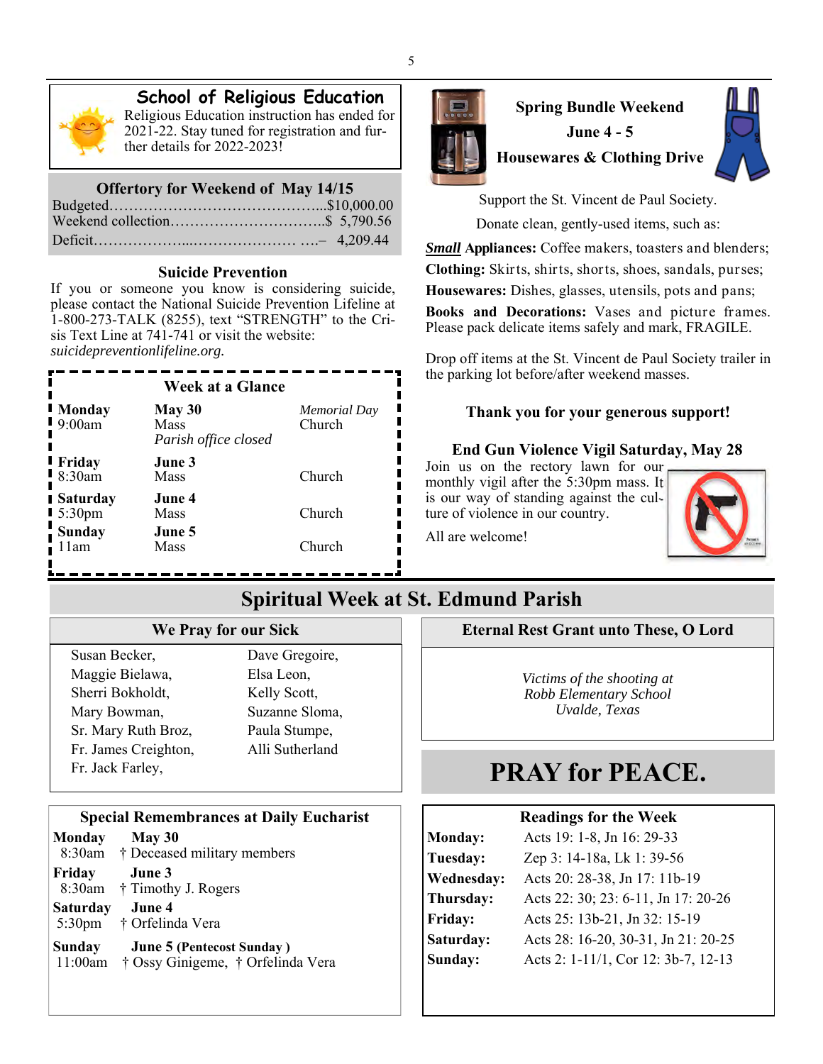## School of Religious Education

Religious Education instruction has ended for 2021-22. Stay tuned for registration and further details for 2022-2023!

### Offertory for Weekend of May 14/15

| | |
|---|---|
| Budgeted… | $10,000.00 |
| Weekend collection… | $ 5,790.56 |
| Deficit… | – 4,209.44 |

### Suicide Prevention

If you or someone you know is considering suicide, please contact the National Suicide Prevention Lifeline at 1-800-273-TALK (8255), text "STRENGTH" to the Crisis Text Line at 741-741 or visit the website: *suicidepreventionlifeline.org.*

### Week at a Glance

| | | |
|---|---|---|
| **Monday** 9:00am | **May 30** Mass *Parish office closed* | *Memorial Day* Church |
| **Friday** 8:30am | **June 3** Mass | Church |
| **Saturday** 5:30pm | **June 4** Mass | Church |
| **Sunday** 11am | **June 5** Mass | Church |

### Spring Bundle Weekend
### June 4 - 5
### Housewares & Clothing Drive

Support the St. Vincent de Paul Society.

Donate clean, gently-used items, such as:

***Small*** **Appliances:** Coffee makers, toasters and blenders;
**Clothing:** Skirts, shirts, shorts, shoes, sandals, purses;
**Housewares:** Dishes, glasses, utensils, pots and pans;
**Books and Decorations:** Vases and picture frames. Please pack delicate items safely and mark, FRAGILE.

Drop off items at the St. Vincent de Paul Society trailer in the parking lot before/after weekend masses.

**Thank you for your generous support!**

### End Gun Violence Vigil Saturday, May 28

Join us on the rectory lawn for our monthly vigil after the 5:30pm mass. It is our way of standing against the culture of violence in our country.

All are welcome!

## Spiritual Week at St. Edmund Parish

### We Pray for our Sick

Susan Becker,
Maggie Bielawa,
Sherri Bokholdt,
Mary Bowman,
Sr. Mary Ruth Broz,
Fr. James Creighton,
Fr. Jack Farley,
Dave Gregoire,
Elsa Leon,
Kelly Scott,
Suzanne Sloma,
Paula Stumpe,
Alli Sutherland

### Eternal Rest Grant unto These, O Lord

*Victims of the shooting at*
*Robb Elementary School*
*Uvalde, Texas*

# PRAY for PEACE.

### Special Remembrances at Daily Eucharist

| | | |
|---|---|---|
| **Monday** 8:30am | **May 30** | † Deceased military members |
| **Friday** 8:30am | **June 3** | † Timothy J. Rogers |
| **Saturday** 5:30pm | **June 4** | † Orfelinda Vera |
| **Sunday** 11:00am | **June 5 (Pentecost Sunday )** | † Ossy Ginigeme, † Orfelinda Vera |

### Readings for the Week

| | |
|---|---|
| **Monday:** | Acts 19: 1-8, Jn 16: 29-33 |
| **Tuesday:** | Zep 3: 14-18a, Lk 1: 39-56 |
| **Wednesday:** | Acts 20: 28-38, Jn 17: 11b-19 |
| **Thursday:** | Acts 22: 30; 23: 6-11, Jn 17: 20-26 |
| **Friday:** | Acts 25: 13b-21, Jn 32: 15-19 |
| **Saturday:** | Acts 28: 16-20, 30-31, Jn 21: 20-25 |
| **Sunday:** | Acts 2: 1-11/1, Cor 12: 3b-7, 12-13 |